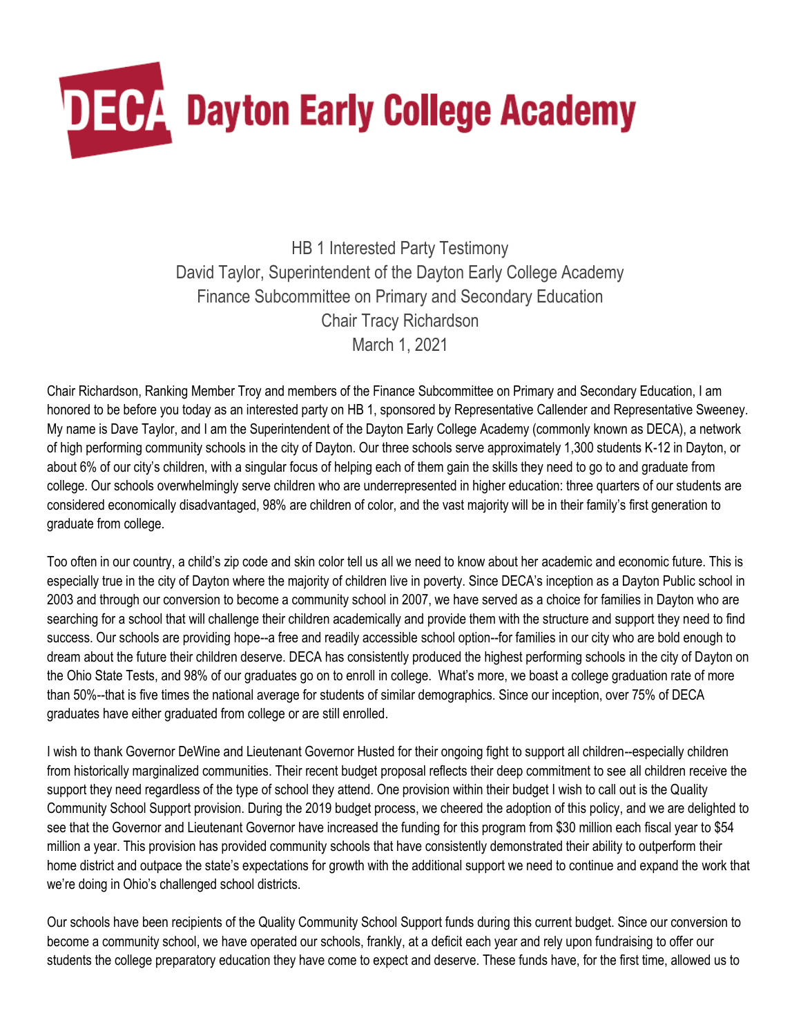# DECA Dayton Early College Academy

HB 1 Interested Party Testimony
David Taylor, Superintendent of the Dayton Early College Academy
Finance Subcommittee on Primary and Secondary Education
Chair Tracy Richardson
March 1, 2021

Chair Richardson, Ranking Member Troy and members of the Finance Subcommittee on Primary and Secondary Education, I am honored to be before you today as an interested party on HB 1, sponsored by Representative Callender and Representative Sweeney. My name is Dave Taylor, and I am the Superintendent of the Dayton Early College Academy (commonly known as DECA), a network of high performing community schools in the city of Dayton. Our three schools serve approximately 1,300 students K-12 in Dayton, or about 6% of our city's children, with a singular focus of helping each of them gain the skills they need to go to and graduate from college. Our schools overwhelmingly serve children who are underrepresented in higher education: three quarters of our students are considered economically disadvantaged, 98% are children of color, and the vast majority will be in their family's first generation to graduate from college.

Too often in our country, a child's zip code and skin color tell us all we need to know about her academic and economic future. This is especially true in the city of Dayton where the majority of children live in poverty. Since DECA's inception as a Dayton Public school in 2003 and through our conversion to become a community school in 2007, we have served as a choice for families in Dayton who are searching for a school that will challenge their children academically and provide them with the structure and support they need to find success. Our schools are providing hope--a free and readily accessible school option--for families in our city who are bold enough to dream about the future their children deserve. DECA has consistently produced the highest performing schools in the city of Dayton on the Ohio State Tests, and 98% of our graduates go on to enroll in college. What's more, we boast a college graduation rate of more than 50%--that is five times the national average for students of similar demographics. Since our inception, over 75% of DECA graduates have either graduated from college or are still enrolled.

I wish to thank Governor DeWine and Lieutenant Governor Husted for their ongoing fight to support all children--especially children from historically marginalized communities. Their recent budget proposal reflects their deep commitment to see all children receive the support they need regardless of the type of school they attend. One provision within their budget I wish to call out is the Quality Community School Support provision. During the 2019 budget process, we cheered the adoption of this policy, and we are delighted to see that the Governor and Lieutenant Governor have increased the funding for this program from $30 million each fiscal year to $54 million a year. This provision has provided community schools that have consistently demonstrated their ability to outperform their home district and outpace the state's expectations for growth with the additional support we need to continue and expand the work that we're doing in Ohio's challenged school districts.

Our schools have been recipients of the Quality Community School Support funds during this current budget. Since our conversion to become a community school, we have operated our schools, frankly, at a deficit each year and rely upon fundraising to offer our students the college preparatory education they have come to expect and deserve. These funds have, for the first time, allowed us to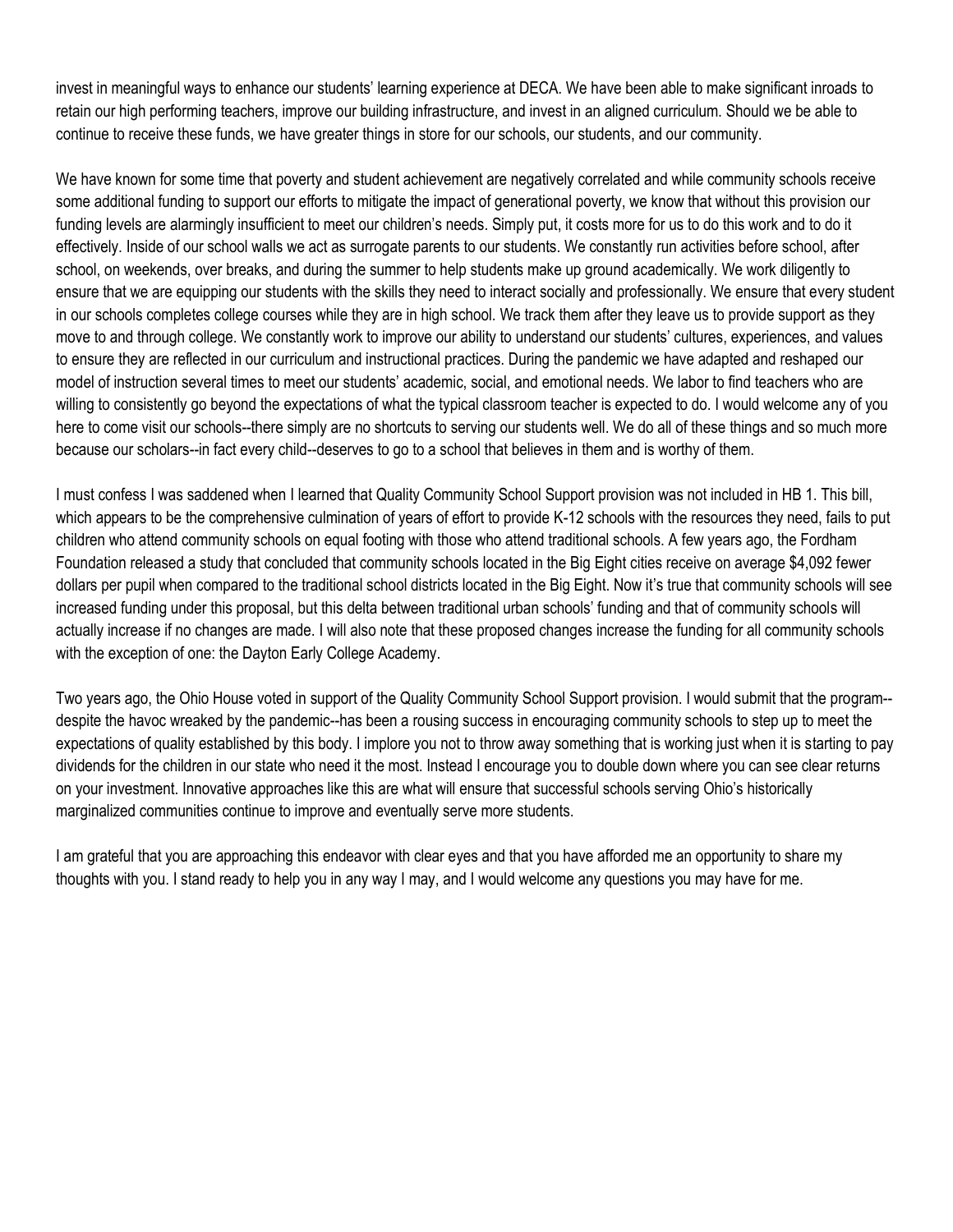invest in meaningful ways to enhance our students' learning experience at DECA. We have been able to make significant inroads to retain our high performing teachers, improve our building infrastructure, and invest in an aligned curriculum. Should we be able to continue to receive these funds, we have greater things in store for our schools, our students, and our community.

We have known for some time that poverty and student achievement are negatively correlated and while community schools receive some additional funding to support our efforts to mitigate the impact of generational poverty, we know that without this provision our funding levels are alarmingly insufficient to meet our children's needs. Simply put, it costs more for us to do this work and to do it effectively. Inside of our school walls we act as surrogate parents to our students. We constantly run activities before school, after school, on weekends, over breaks, and during the summer to help students make up ground academically. We work diligently to ensure that we are equipping our students with the skills they need to interact socially and professionally. We ensure that every student in our schools completes college courses while they are in high school. We track them after they leave us to provide support as they move to and through college. We constantly work to improve our ability to understand our students' cultures, experiences, and values to ensure they are reflected in our curriculum and instructional practices. During the pandemic we have adapted and reshaped our model of instruction several times to meet our students' academic, social, and emotional needs. We labor to find teachers who are willing to consistently go beyond the expectations of what the typical classroom teacher is expected to do. I would welcome any of you here to come visit our schools--there simply are no shortcuts to serving our students well. We do all of these things and so much more because our scholars--in fact every child--deserves to go to a school that believes in them and is worthy of them.

I must confess I was saddened when I learned that Quality Community School Support provision was not included in HB 1. This bill, which appears to be the comprehensive culmination of years of effort to provide K-12 schools with the resources they need, fails to put children who attend community schools on equal footing with those who attend traditional schools. A few years ago, the Fordham Foundation released a study that concluded that community schools located in the Big Eight cities receive on average $4,092 fewer dollars per pupil when compared to the traditional school districts located in the Big Eight. Now it's true that community schools will see increased funding under this proposal, but this delta between traditional urban schools' funding and that of community schools will actually increase if no changes are made. I will also note that these proposed changes increase the funding for all community schools with the exception of one: the Dayton Early College Academy.

Two years ago, the Ohio House voted in support of the Quality Community School Support provision. I would submit that the program--despite the havoc wreaked by the pandemic--has been a rousing success in encouraging community schools to step up to meet the expectations of quality established by this body. I implore you not to throw away something that is working just when it is starting to pay dividends for the children in our state who need it the most. Instead I encourage you to double down where you can see clear returns on your investment. Innovative approaches like this are what will ensure that successful schools serving Ohio's historically marginalized communities continue to improve and eventually serve more students.

I am grateful that you are approaching this endeavor with clear eyes and that you have afforded me an opportunity to share my thoughts with you. I stand ready to help you in any way I may, and I would welcome any questions you may have for me.